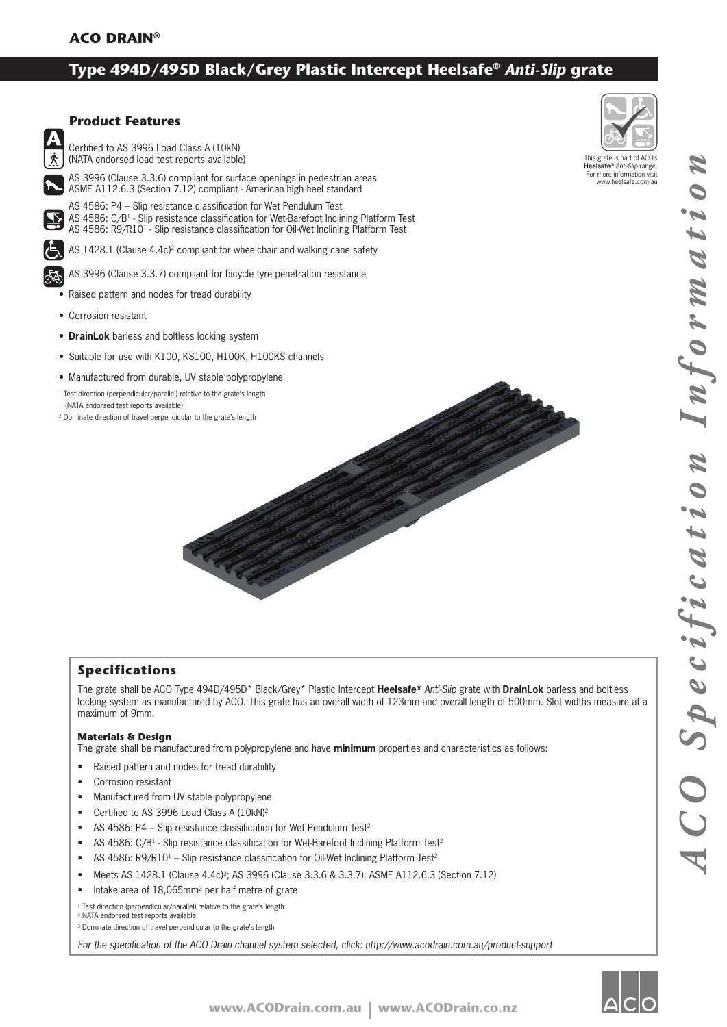**ACO DRAIN®**

# Type 494D/495D Black/Grey Plastic Intercept Heelsafe® *Anti-Slip* grate

## Product Features

Certified to AS 3996 Load Class A (10kN)
(NATA endorsed load test reports available)

AS 3996 (Clause 3.3.6) compliant for surface openings in pedestrian areas
ASME A112.6.3 (Section 7.12) compliant - American high heel standard

AS 4586: P4 – Slip resistance classification for Wet Pendulum Test
AS 4586: C/B[1] - Slip resistance classification for Wet-Barefoot Inclining Platform Test
AS 4586: R9/R10[1] - Slip resistance classification for Oil-Wet Inclining Platform Test

AS 1428.1 (Clause 4.4c)[2] compliant for wheelchair and walking cane safety

AS 3996 (Clause 3.3.7) compliant for bicycle tyre penetration resistance

- Raised pattern and nodes for tread durability
- Corrosion resistant
- **DrainLok** barless and boltless locking system
- Suitable for use with K100, KS100, H100K, H100KS channels
- Manufactured from durable, UV stable polypropylene

[1] Test direction (perpendicular/parallel) relative to the grate's length (NATA endorsed test reports available)
[2] Dominate direction of travel perpendicular to the grate's length

This grate is part of ACO's **Heelsafe®** *Anti-Slip* range. For more information visit www.heelsafe.com.au

*ACO Specification Information*

## Specifications

The grate shall be ACO Type 494D/495D* Black/Grey* Plastic Intercept **Heelsafe®** *Anti-Slip* grate with **DrainLok** barless and boltless locking system as manufactured by ACO. This grate has an overall width of 123mm and overall length of 500mm. Slot widths measure at a maximum of 9mm.

### Materials & Design

The grate shall be manufactured from polypropylene and have **minimum** properties and characteristics as follows:

- Raised pattern and nodes for tread durability
- Corrosion resistant
- Manufactured from UV stable polypropylene
- Certified to AS 3996 Load Class A (10kN)[2]
- AS 4586: P4 – Slip resistance classification for Wet Pendulum Test[2]
- AS 4586: C/B[1] - Slip resistance classification for Wet-Barefoot Inclining Platform Test[2]
- AS 4586: R9/R10[1] – Slip resistance classification for Oil-Wet Inclining Platform Test[2]
- Meets AS 1428.1 (Clause 4.4c)[3]; AS 3996 (Clause 3.3.6 & 3.3.7); ASME A112.6.3 (Section 7.12)
- Intake area of 18,065mm$^2$ per half metre of grate

[1] Test direction (perpendicular/parallel) relative to the grate's length
[2] NATA endorsed test reports available
[3] Dominate direction of travel perpendicular to the grate's length

*For the specification of the ACO Drain channel system selected, click: http://www.acodrain.com.au/product-support*

**www.ACODrain.com.au | www.ACODrain.co.nz**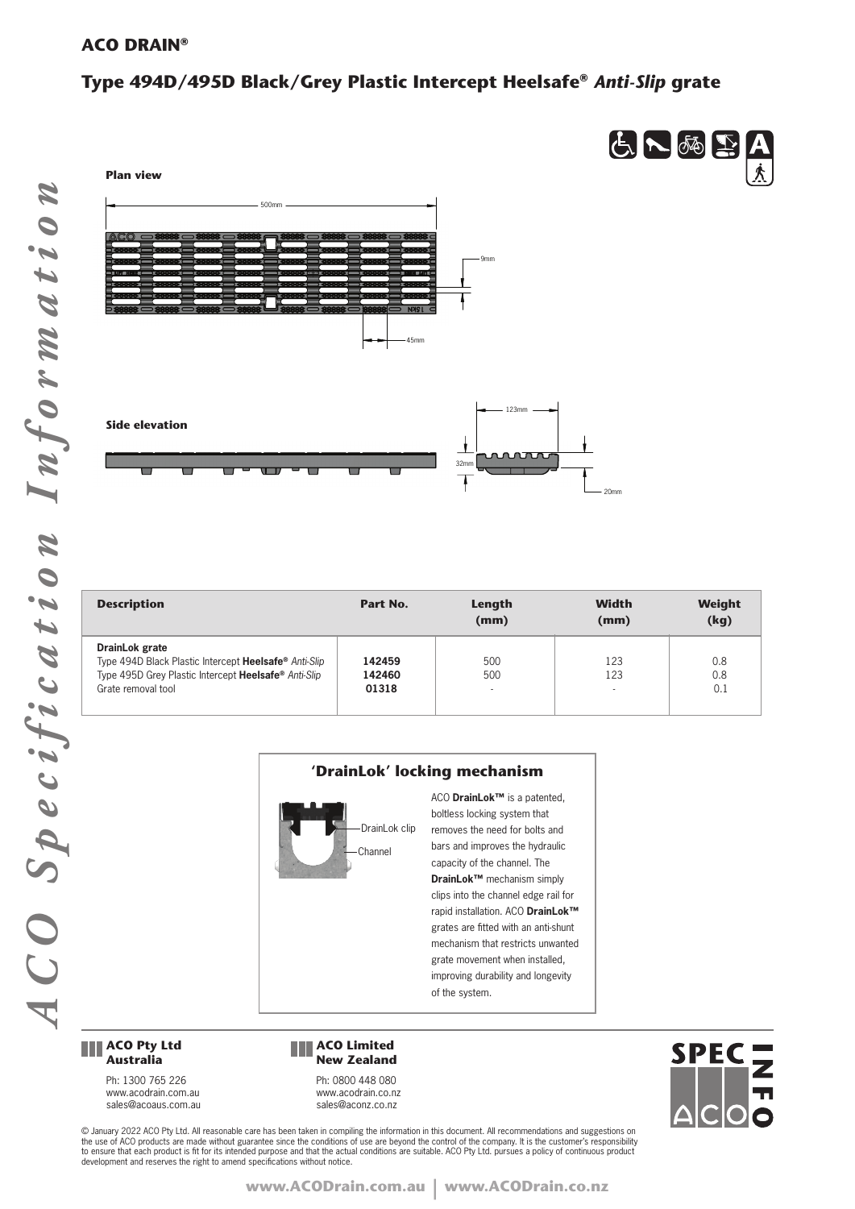**ACO DRAIN®**

## Type 494D/495D Black/Grey Plastic Intercept Heelsafe® *Anti-Slip* grate

A

**Plan view**

500mm

9mm

45mm

**Side elevation**

123mm

32mm

20mm

| **Description** | **Part No.** | **Length (mm)** | **Width (mm)** | **Weight (kg)** |
|---|---|---|---|---|
| **DrainLok grate** | | | | |
| Type 494D Black Plastic Intercept **Heelsafe®** *Anti-Slip* | **142459** | 500 | 123 | 0.8 |
| Type 495D Grey Plastic Intercept **Heelsafe®** *Anti-Slip* | **142460** | 500 | 123 | 0.8 |
| Grate removal tool | **01318** | - | - | 0.1 |

### 'DrainLok' locking mechanism

DrainLok clip

Channel

ACO **DrainLok™** is a patented, boltless locking system that removes the need for bolts and bars and improves the hydraulic capacity of the channel. The **DrainLok™** mechanism simply clips into the channel edge rail for rapid installation. ACO **DrainLok™** grates are fitted with an anti-shunt mechanism that restricts unwanted grate movement when installed, improving durability and longevity of the system.

**ACO Pty Ltd**
**Australia**

Ph: 1300 765 226
www.acodrain.com.au
sales@acoaus.com.au

**ACO Limited**
**New Zealand**

Ph: 0800 448 080
www.acodrain.co.nz
sales@aconz.co.nz

© January 2022 ACO Pty Ltd. All reasonable care has been taken in compiling the information in this document. All recommendations and suggestions on the use of ACO products are made without guarantee since the conditions of use are beyond the control of the company. It is the customer's responsibility to ensure that each product is fit for its intended purpose and that the actual conditions are suitable. ACO Pty Ltd. pursues a policy of continuous product development and reserves the right to amend specifications without notice.

**www.ACODrain.com.au | www.ACODrain.co.nz**